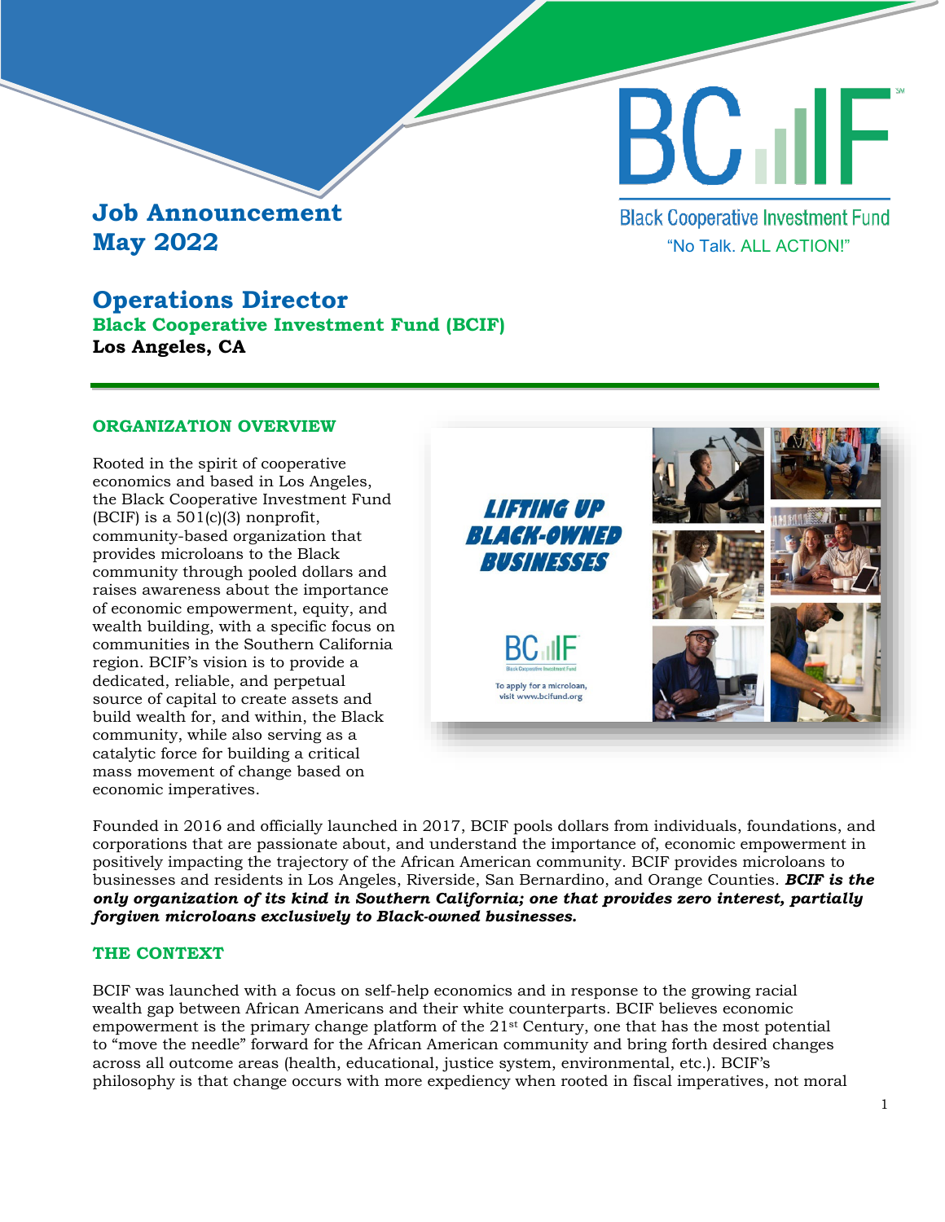# Job Announcement
# May 2022

Black Cooperative Investment Fund
"No Talk. ALL ACTION!"

## Operations Director

**Black Cooperative Investment Fund (BCIF)**

**Los Angeles, CA**

### ORGANIZATION OVERVIEW

Rooted in the spirit of cooperative economics and based in Los Angeles, the Black Cooperative Investment Fund (BCIF) is a 501(c)(3) nonprofit, community-based organization that provides microloans to the Black community through pooled dollars and raises awareness about the importance of economic empowerment, equity, and wealth building, with a specific focus on communities in the Southern California region. BCIF's vision is to provide a dedicated, reliable, and perpetual source of capital to create assets and build wealth for, and within, the Black community, while also serving as a catalytic force for building a critical mass movement of change based on economic imperatives.

Founded in 2016 and officially launched in 2017, BCIF pools dollars from individuals, foundations, and corporations that are passionate about, and understand the importance of, economic empowerment in positively impacting the trajectory of the African American community. BCIF provides microloans to businesses and residents in Los Angeles, Riverside, San Bernardino, and Orange Counties. ***BCIF is the only organization of its kind in Southern California; one that provides zero interest, partially forgiven microloans exclusively to Black-owned businesses.***

### THE CONTEXT

BCIF was launched with a focus on self-help economics and in response to the growing racial wealth gap between African Americans and their white counterparts. BCIF believes economic empowerment is the primary change platform of the 21st Century, one that has the most potential to "move the needle" forward for the African American community and bring forth desired changes across all outcome areas (health, educational, justice system, environmental, etc.). BCIF's philosophy is that change occurs with more expediency when rooted in fiscal imperatives, not moral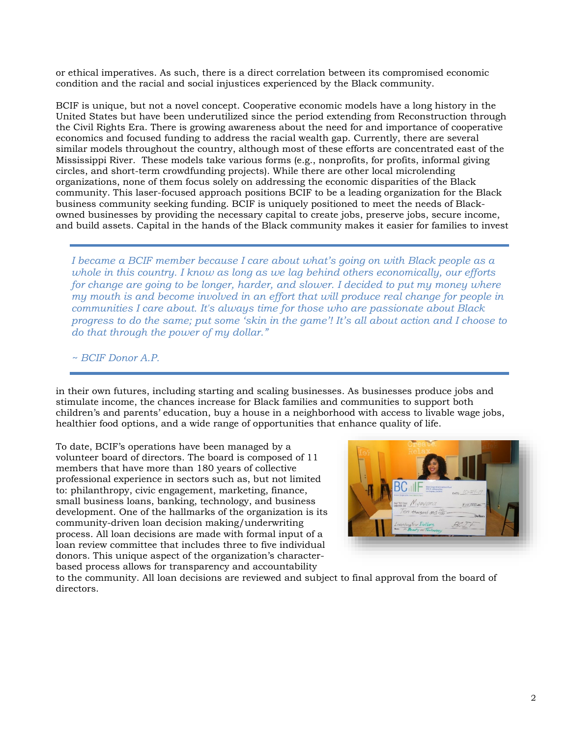or ethical imperatives. As such, there is a direct correlation between its compromised economic condition and the racial and social injustices experienced by the Black community.

BCIF is unique, but not a novel concept. Cooperative economic models have a long history in the United States but have been underutilized since the period extending from Reconstruction through the Civil Rights Era. There is growing awareness about the need for and importance of cooperative economics and focused funding to address the racial wealth gap. Currently, there are several similar models throughout the country, although most of these efforts are concentrated east of the Mississippi River. These models take various forms (e.g., nonprofits, for profits, informal giving circles, and short-term crowdfunding projects). While there are other local microlending organizations, none of them focus solely on addressing the economic disparities of the Black community. This laser-focused approach positions BCIF to be a leading organization for the Black business community seeking funding. BCIF is uniquely positioned to meet the needs of Black-owned businesses by providing the necessary capital to create jobs, preserve jobs, secure income, and build assets. Capital in the hands of the Black community makes it easier for families to invest in their own futures, including starting and scaling businesses. As businesses produce jobs and stimulate income, the chances increase for Black families and communities to support both children's and parents' education, buy a house in a neighborhood with access to livable wage jobs, healthier food options, and a wide range of opportunities that enhance quality of life.

> *I became a BCIF member because I care about what's going on with Black people as a whole in this country. I know as long as we lag behind others economically, our efforts for change are going to be longer, harder, and slower. I decided to put my money where my mouth is and become involved in an effort that will produce real change for people in communities I care about. It's always time for those who are passionate about Black progress to do the same; put some 'skin in the game'! It's all about action and I choose to do that through the power of my dollar."*
>
> *~ BCIF Donor A.P.*

To date, BCIF's operations have been managed by a volunteer board of directors. The board is composed of 11 members that have more than 180 years of collective professional experience in sectors such as, but not limited to: philanthropy, civic engagement, marketing, finance, small business loans, banking, technology, and business development. One of the hallmarks of the organization is its community-driven loan decision making/underwriting process. All loan decisions are made with formal input of a loan review committee that includes three to five individual donors. This unique aspect of the organization's character-based process allows for transparency and accountability to the community. All loan decisions are reviewed and subject to final approval from the board of directors.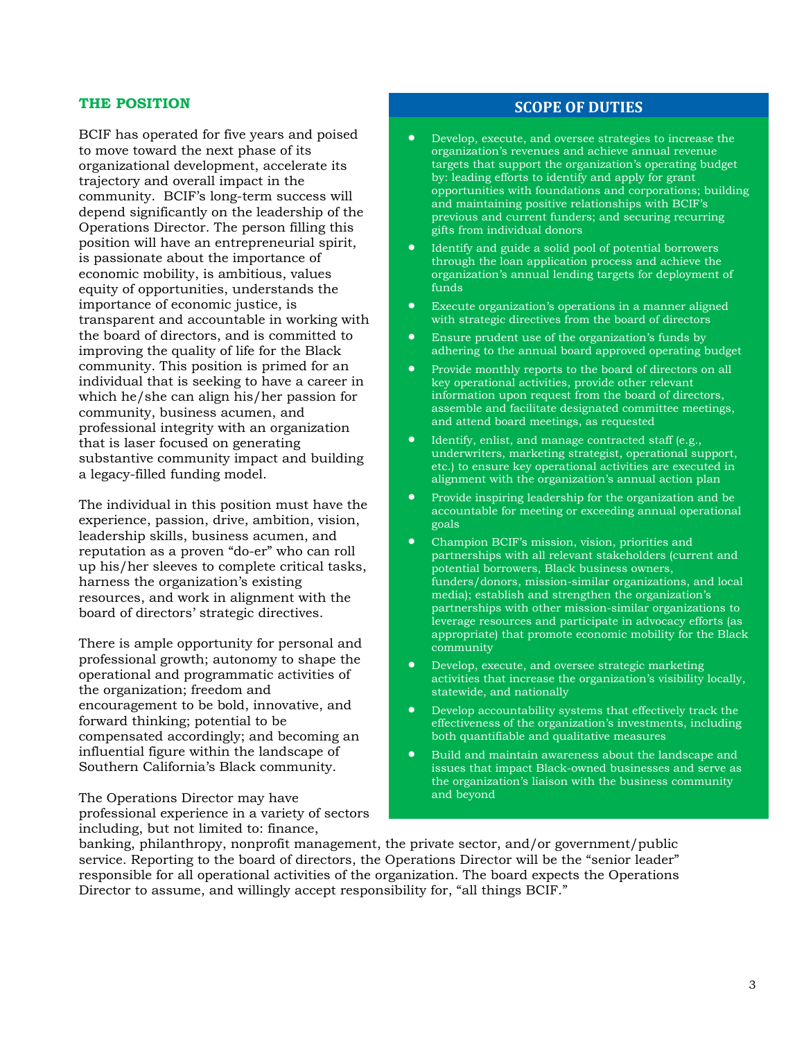## THE POSITION

BCIF has operated for five years and poised to move toward the next phase of its organizational development, accelerate its trajectory and overall impact in the community. BCIF's long-term success will depend significantly on the leadership of the Operations Director. The person filling this position will have an entrepreneurial spirit, is passionate about the importance of economic mobility, is ambitious, values equity of opportunities, understands the importance of economic justice, is transparent and accountable in working with the board of directors, and is committed to improving the quality of life for the Black community. This position is primed for an individual that is seeking to have a career in which he/she can align his/her passion for community, business acumen, and professional integrity with an organization that is laser focused on generating substantive community impact and building a legacy-filled funding model.

The individual in this position must have the experience, passion, drive, ambition, vision, leadership skills, business acumen, and reputation as a proven "do-er" who can roll up his/her sleeves to complete critical tasks, harness the organization's existing resources, and work in alignment with the board of directors' strategic directives.

There is ample opportunity for personal and professional growth; autonomy to shape the operational and programmatic activities of the organization; freedom and encouragement to be bold, innovative, and forward thinking; potential to be compensated accordingly; and becoming an influential figure within the landscape of Southern California's Black community.

The Operations Director may have professional experience in a variety of sectors including, but not limited to: finance, banking, philanthropy, nonprofit management, the private sector, and/or government/public service. Reporting to the board of directors, the Operations Director will be the "senior leader" responsible for all operational activities of the organization. The board expects the Operations Director to assume, and willingly accept responsibility for, "all things BCIF."

## SCOPE OF DUTIES

- Develop, execute, and oversee strategies to increase the organization's revenues and achieve annual revenue targets that support the organization's operating budget by: leading efforts to identify and apply for grant opportunities with foundations and corporations; building and maintaining positive relationships with BCIF's previous and current funders; and securing recurring gifts from individual donors
- Identify and guide a solid pool of potential borrowers through the loan application process and achieve the organization's annual lending targets for deployment of funds
- Execute organization's operations in a manner aligned with strategic directives from the board of directors
- Ensure prudent use of the organization's funds by adhering to the annual board approved operating budget
- Provide monthly reports to the board of directors on all key operational activities, provide other relevant information upon request from the board of directors, assemble and facilitate designated committee meetings, and attend board meetings, as requested
- Identify, enlist, and manage contracted staff (e.g., underwriters, marketing strategist, operational support, etc.) to ensure key operational activities are executed in alignment with the organization's annual action plan
- Provide inspiring leadership for the organization and be accountable for meeting or exceeding annual operational goals
- Champion BCIF's mission, vision, priorities and partnerships with all relevant stakeholders (current and potential borrowers, Black business owners, funders/donors, mission-similar organizations, and local media); establish and strengthen the organization's partnerships with other mission-similar organizations to leverage resources and participate in advocacy efforts (as appropriate) that promote economic mobility for the Black community
- Develop, execute, and oversee strategic marketing activities that increase the organization's visibility locally, statewide, and nationally
- Develop accountability systems that effectively track the effectiveness of the organization's investments, including both quantifiable and qualitative measures
- Build and maintain awareness about the landscape and issues that impact Black-owned businesses and serve as the organization's liaison with the business community and beyond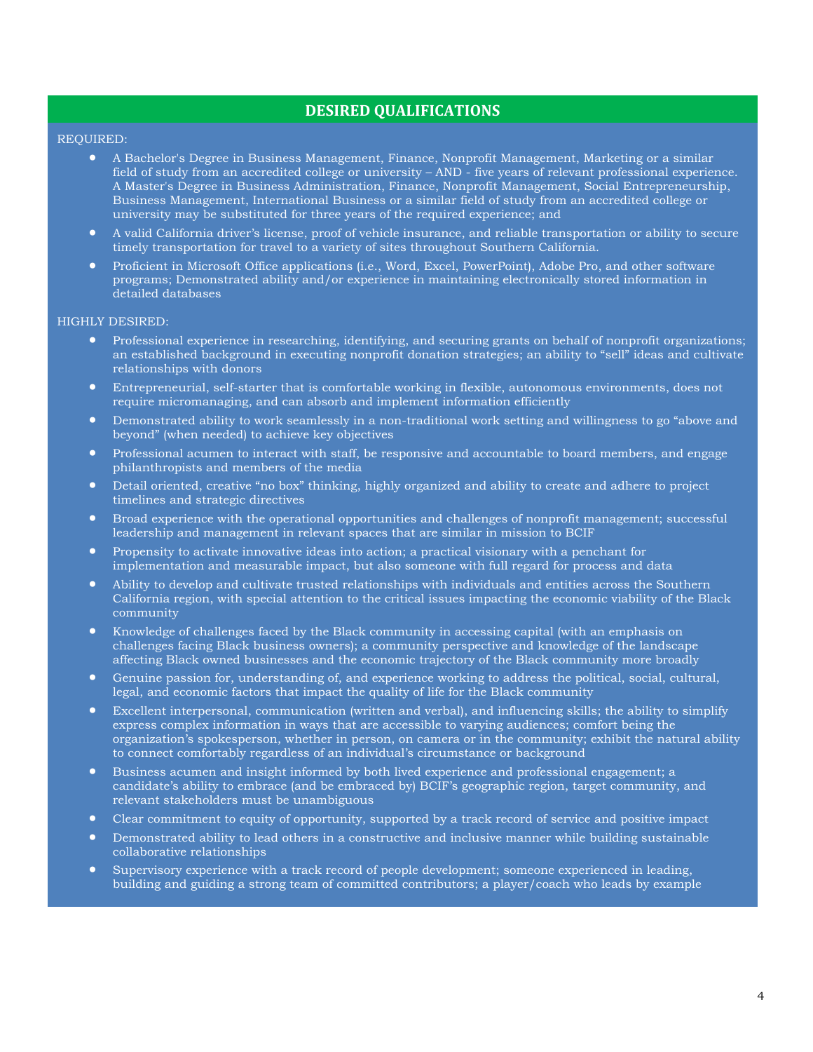## DESIRED QUALIFICATIONS

REQUIRED:

- A Bachelor's Degree in Business Management, Finance, Nonprofit Management, Marketing or a similar field of study from an accredited college or university – AND - five years of relevant professional experience. A Master's Degree in Business Administration, Finance, Nonprofit Management, Social Entrepreneurship, Business Management, International Business or a similar field of study from an accredited college or university may be substituted for three years of the required experience; and
- A valid California driver's license, proof of vehicle insurance, and reliable transportation or ability to secure timely transportation for travel to a variety of sites throughout Southern California.
- Proficient in Microsoft Office applications (i.e., Word, Excel, PowerPoint), Adobe Pro, and other software programs; Demonstrated ability and/or experience in maintaining electronically stored information in detailed databases

HIGHLY DESIRED:

- Professional experience in researching, identifying, and securing grants on behalf of nonprofit organizations; an established background in executing nonprofit donation strategies; an ability to "sell" ideas and cultivate relationships with donors
- Entrepreneurial, self-starter that is comfortable working in flexible, autonomous environments, does not require micromanaging, and can absorb and implement information efficiently
- Demonstrated ability to work seamlessly in a non-traditional work setting and willingness to go "above and beyond" (when needed) to achieve key objectives
- Professional acumen to interact with staff, be responsive and accountable to board members, and engage philanthropists and members of the media
- Detail oriented, creative "no box" thinking, highly organized and ability to create and adhere to project timelines and strategic directives
- Broad experience with the operational opportunities and challenges of nonprofit management; successful leadership and management in relevant spaces that are similar in mission to BCIF
- Propensity to activate innovative ideas into action; a practical visionary with a penchant for implementation and measurable impact, but also someone with full regard for process and data
- Ability to develop and cultivate trusted relationships with individuals and entities across the Southern California region, with special attention to the critical issues impacting the economic viability of the Black community
- Knowledge of challenges faced by the Black community in accessing capital (with an emphasis on challenges facing Black business owners); a community perspective and knowledge of the landscape affecting Black owned businesses and the economic trajectory of the Black community more broadly
- Genuine passion for, understanding of, and experience working to address the political, social, cultural, legal, and economic factors that impact the quality of life for the Black community
- Excellent interpersonal, communication (written and verbal), and influencing skills; the ability to simplify express complex information in ways that are accessible to varying audiences; comfort being the organization's spokesperson, whether in person, on camera or in the community; exhibit the natural ability to connect comfortably regardless of an individual's circumstance or background
- Business acumen and insight informed by both lived experience and professional engagement; a candidate's ability to embrace (and be embraced by) BCIF's geographic region, target community, and relevant stakeholders must be unambiguous
- Clear commitment to equity of opportunity, supported by a track record of service and positive impact
- Demonstrated ability to lead others in a constructive and inclusive manner while building sustainable collaborative relationships
- Supervisory experience with a track record of people development; someone experienced in leading, building and guiding a strong team of committed contributors; a player/coach who leads by example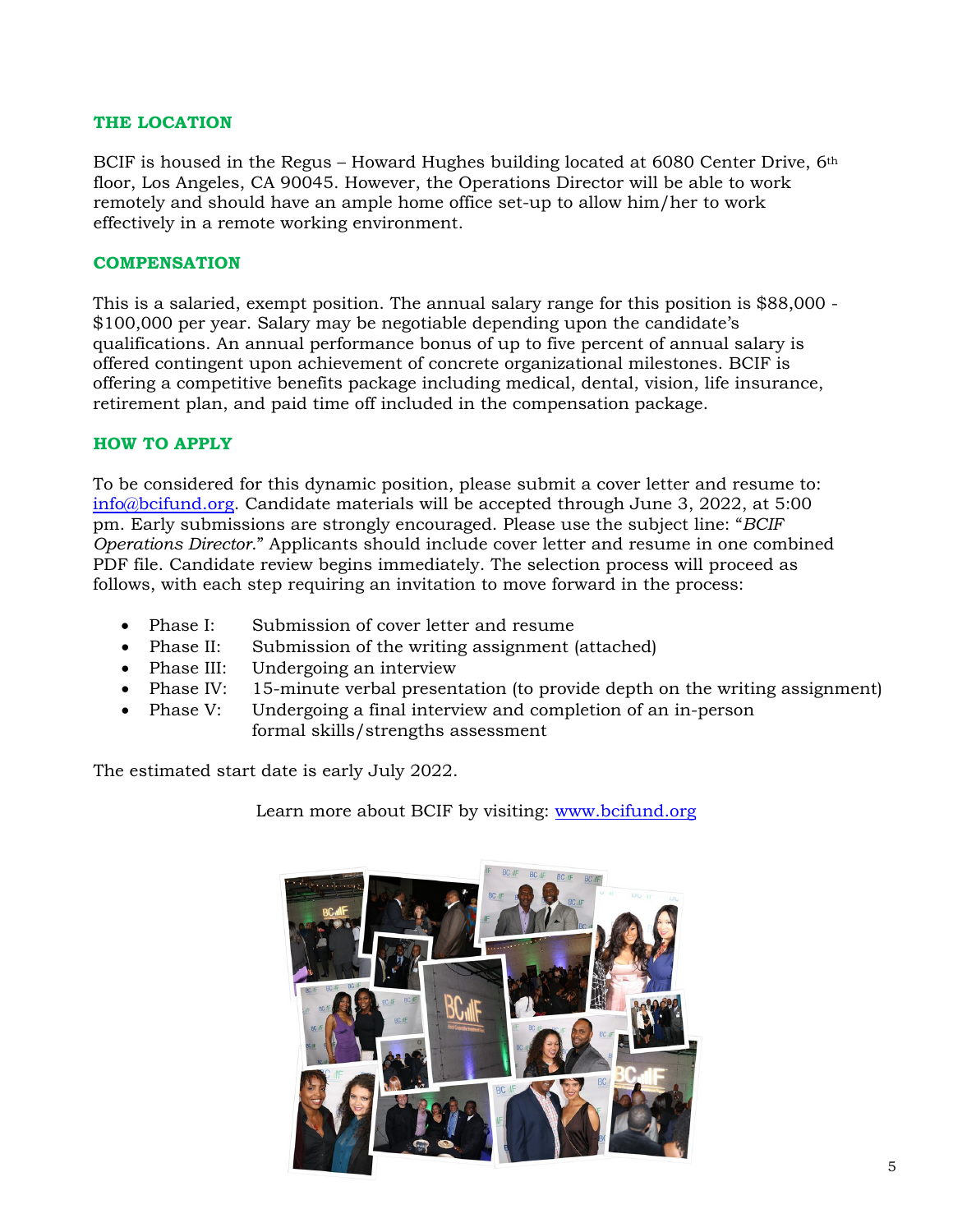## THE LOCATION

BCIF is housed in the Regus – Howard Hughes building located at 6080 Center Drive, 6th floor, Los Angeles, CA 90045. However, the Operations Director will be able to work remotely and should have an ample home office set-up to allow him/her to work effectively in a remote working environment.

## COMPENSATION

This is a salaried, exempt position. The annual salary range for this position is $88,000 - $100,000 per year. Salary may be negotiable depending upon the candidate's qualifications. An annual performance bonus of up to five percent of annual salary is offered contingent upon achievement of concrete organizational milestones. BCIF is offering a competitive benefits package including medical, dental, vision, life insurance, retirement plan, and paid time off included in the compensation package.

## HOW TO APPLY

To be considered for this dynamic position, please submit a cover letter and resume to: info@bcifund.org. Candidate materials will be accepted through June 3, 2022, at 5:00 pm. Early submissions are strongly encouraged. Please use the subject line: "*BCIF Operations Director*." Applicants should include cover letter and resume in one combined PDF file. Candidate review begins immediately. The selection process will proceed as follows, with each step requiring an invitation to move forward in the process:

- Phase I: Submission of cover letter and resume
- Phase II: Submission of the writing assignment (attached)
- Phase III: Undergoing an interview
- Phase IV: 15-minute verbal presentation (to provide depth on the writing assignment)
- Phase V: Undergoing a final interview and completion of an in-person formal skills/strengths assessment

The estimated start date is early July 2022.

Learn more about BCIF by visiting: www.bcifund.org